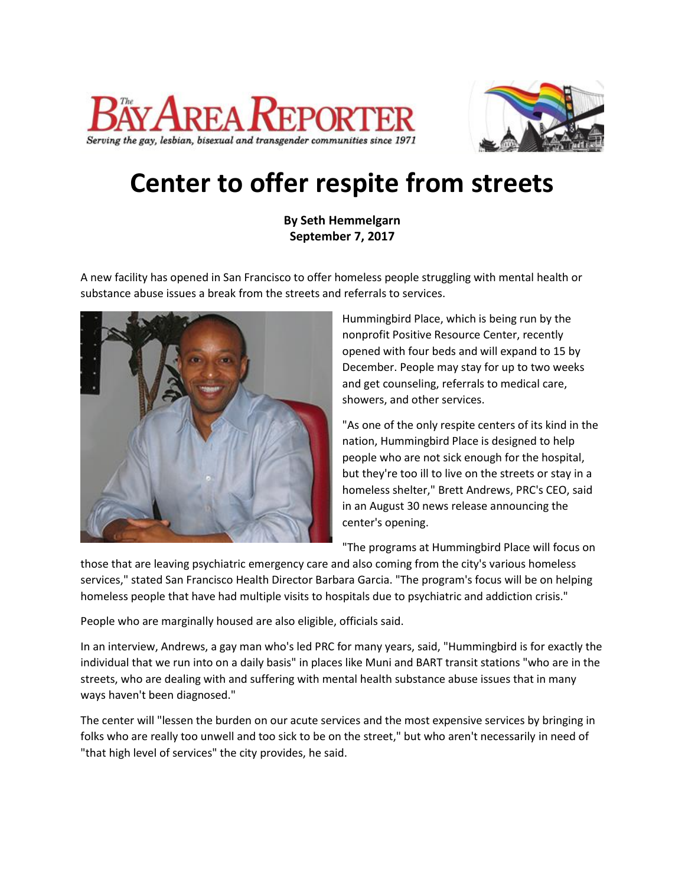The Bay Area Reporter

*Serving the gay, lesbian, bisexual and transgender communities since 1971*

# Center to offer respite from streets

**By Seth Hemmelgarn**
**September 7, 2017**

A new facility has opened in San Francisco to offer homeless people struggling with mental health or substance abuse issues a break from the streets and referrals to services.

Hummingbird Place, which is being run by the nonprofit Positive Resource Center, recently opened with four beds and will expand to 15 by December. People may stay for up to two weeks and get counseling, referrals to medical care, showers, and other services.

"As one of the only respite centers of its kind in the nation, Hummingbird Place is designed to help people who are not sick enough for the hospital, but they're too ill to live on the streets or stay in a homeless shelter," Brett Andrews, PRC's CEO, said in an August 30 news release announcing the center's opening.

"The programs at Hummingbird Place will focus on those that are leaving psychiatric emergency care and also coming from the city's various homeless services," stated San Francisco Health Director Barbara Garcia. "The program's focus will be on helping homeless people that have had multiple visits to hospitals due to psychiatric and addiction crisis."

People who are marginally housed are also eligible, officials said.

In an interview, Andrews, a gay man who's led PRC for many years, said, "Hummingbird is for exactly the individual that we run into on a daily basis" in places like Muni and BART transit stations "who are in the streets, who are dealing with and suffering with mental health substance abuse issues that in many ways haven't been diagnosed."

The center will "lessen the burden on our acute services and the most expensive services by bringing in folks who are really too unwell and too sick to be on the street," but who aren't necessarily in need of "that high level of services" the city provides, he said.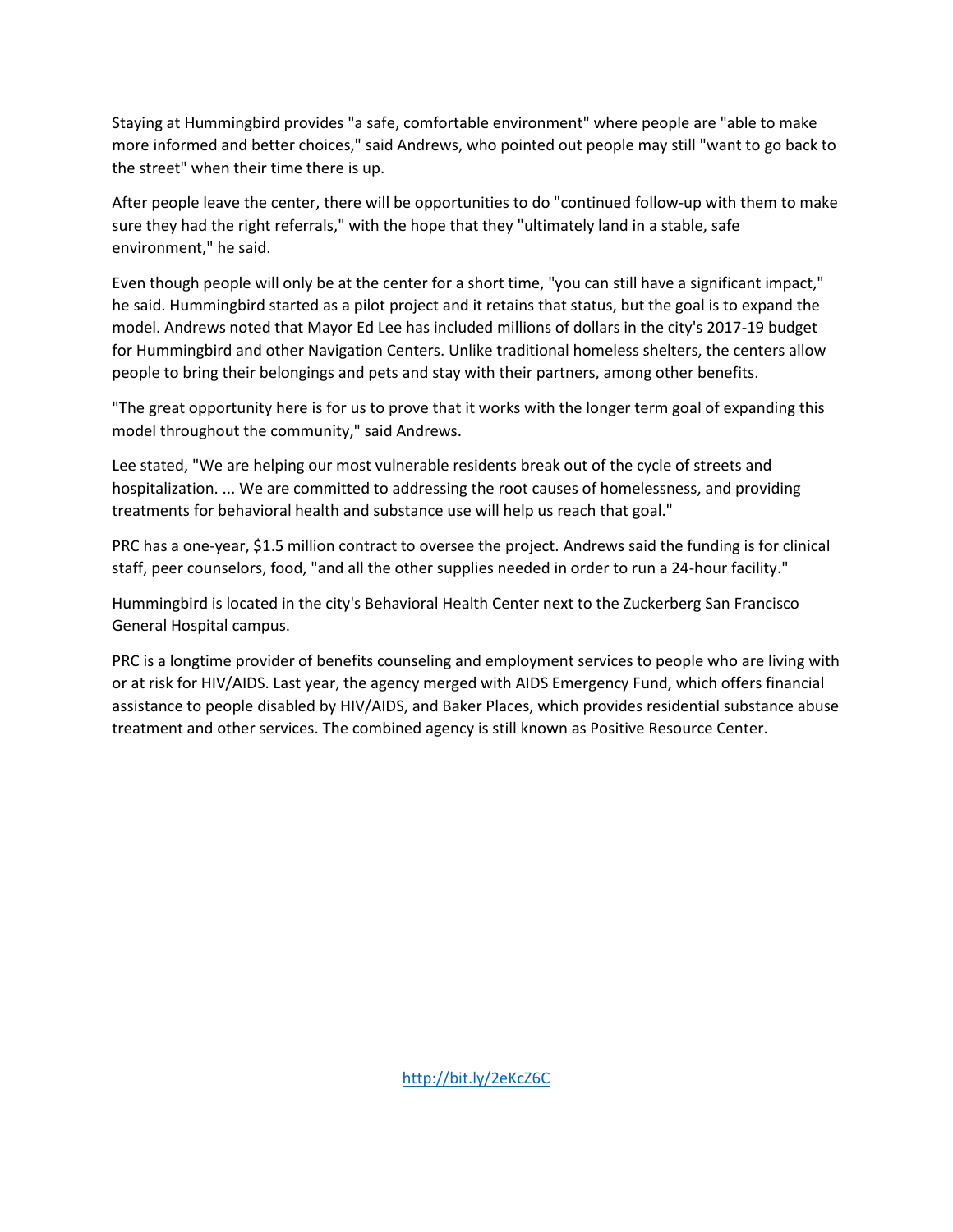Staying at Hummingbird provides "a safe, comfortable environment" where people are "able to make more informed and better choices," said Andrews, who pointed out people may still "want to go back to the street" when their time there is up.

After people leave the center, there will be opportunities to do "continued follow-up with them to make sure they had the right referrals," with the hope that they "ultimately land in a stable, safe environment," he said.

Even though people will only be at the center for a short time, "you can still have a significant impact," he said. Hummingbird started as a pilot project and it retains that status, but the goal is to expand the model. Andrews noted that Mayor Ed Lee has included millions of dollars in the city's 2017-19 budget for Hummingbird and other Navigation Centers. Unlike traditional homeless shelters, the centers allow people to bring their belongings and pets and stay with their partners, among other benefits.

"The great opportunity here is for us to prove that it works with the longer term goal of expanding this model throughout the community," said Andrews.

Lee stated, "We are helping our most vulnerable residents break out of the cycle of streets and hospitalization. ... We are committed to addressing the root causes of homelessness, and providing treatments for behavioral health and substance use will help us reach that goal."

PRC has a one-year, $1.5 million contract to oversee the project. Andrews said the funding is for clinical staff, peer counselors, food, "and all the other supplies needed in order to run a 24-hour facility."

Hummingbird is located in the city's Behavioral Health Center next to the Zuckerberg San Francisco General Hospital campus.

PRC is a longtime provider of benefits counseling and employment services to people who are living with or at risk for HIV/AIDS. Last year, the agency merged with AIDS Emergency Fund, which offers financial assistance to people disabled by HIV/AIDS, and Baker Places, which provides residential substance abuse treatment and other services. The combined agency is still known as Positive Resource Center.

http://bit.ly/2eKcZ6C